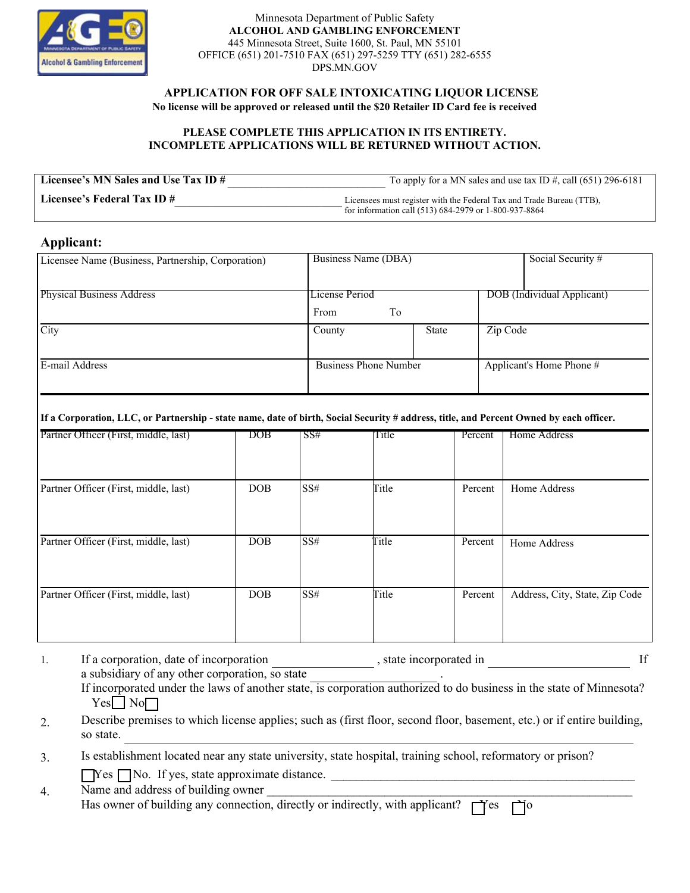Minnesota Department of Public Safety
**ALCOHOL AND GAMBLING ENFORCEMENT**
445 Minnesota Street, Suite 1600, St. Paul, MN 55101
OFFICE (651) 201-7510 FAX (651) 297-5259 TTY (651) 282-6555
DPS.MN.GOV

## APPLICATION FOR OFF SALE INTOXICATING LIQUOR LICENSE

**No license will be approved or released until the $20 Retailer ID Card fee is received**

**PLEASE COMPLETE THIS APPLICATION IN ITS ENTIRETY.**
**INCOMPLETE APPLICATIONS WILL BE RETURNED WITHOUT ACTION.**

**Licensee's MN Sales and Use Tax ID #** ______________________________ To apply for a MN sales and use tax ID #, call (651) 296-6181

**Licensee's Federal Tax ID #** ______________________________ Licensees must register with the Federal Tax and Trade Bureau (TTB), for information call (513) 684-2979 or 1-800-937-8864

### Applicant:

| Licensee Name (Business, Partnership, Corporation) | Business Name (DBA) | | Social Security # |
|---|---|---|---|
| Physical Business Address | License Period From To | | DOB (Individual Applicant) |
| City | County | State | Zip Code |
| E-mail Address | Business Phone Number | | Applicant's Home Phone # |

**If a Corporation, LLC, or Partnership - state name, date of birth, Social Security # address, title, and Percent Owned by each officer.**

| Partner Officer (First, middle, last) | DOB | SS# | Title | Percent | Home Address |
|---|---|---|---|---|---|
| | | | | | |
| Partner Officer (First, middle, last) | DOB | SS# | Title | Percent | Home Address |
| | | | | | |
| Partner Officer (First, middle, last) | DOB | SS# | Title | Percent | Home Address |
| | | | | | |
| Partner Officer (First, middle, last) | DOB | SS# | Title | Percent | Address, City, State, Zip Code |
| | | | | | |

1. If a corporation, date of incorporation ______________, state incorporated in ______________________ If a subsidiary of any other corporation, so state ___________________.
   If incorporated under the laws of another state, is corporation authorized to do business in the state of Minnesota? Yes ☐ No ☐
2. Describe premises to which license applies; such as (first floor, second floor, basement, etc.) or if entire building, so state. ______________________________________________________
3. Is establishment located near any state university, state hospital, training school, reformatory or prison? ☐ Yes ☐ No. If yes, state approximate distance. ______________________________________________
4. Name and address of building owner ______________________________________________________
   Has owner of building any connection, directly or indirectly, with applicant? ☐ Yes ☐ No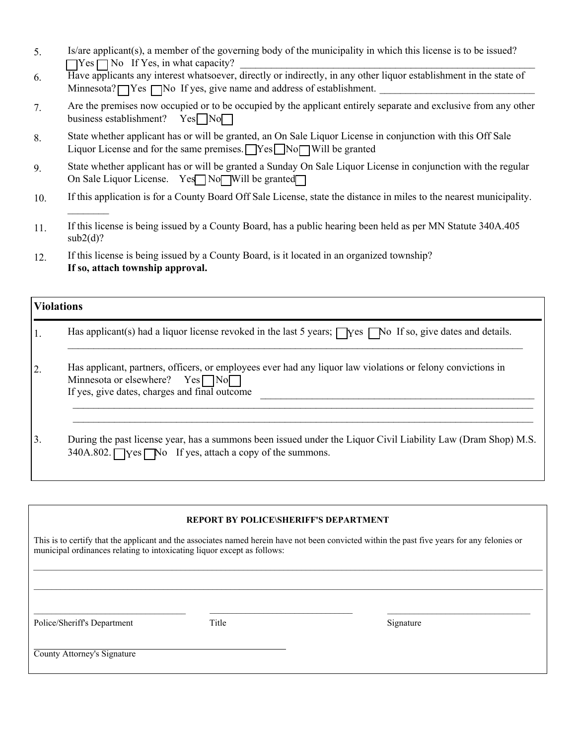5. Is/are applicant(s), a member of the governing body of the municipality in which this license is to be issued? ☐ Yes ☐ No If Yes, in what capacity? ______________________________________________

6. Have applicants any interest whatsoever, directly or indirectly, in any other liquor establishment in the state of Minnesota? ☐ Yes ☐ No If yes, give name and address of establishment. ______________________________

7. Are the premises now occupied or to be occupied by the applicant entirely separate and exclusive from any other business establishment? Yes ☐ No ☐

8. State whether applicant has or will be granted, an On Sale Liquor License in conjunction with this Off Sale Liquor License and for the same premises. ☐ Yes ☐ No ☐ Will be granted

9. State whether applicant has or will be granted a Sunday On Sale Liquor License in conjunction with the regular On Sale Liquor License. Yes ☐ No ☐ Will be granted ☐

10. If this application is for a County Board Off Sale License, state the distance in miles to the nearest municipality. ________

11. If this license is being issued by a County Board, has a public hearing been held as per MN Statute 340A.405 sub2(d)?

12. If this license is being issued by a County Board, is it located in an organized township? **If so, attach township approval.**

## Violations

1. Has applicant(s) had a liquor license revoked in the last 5 years; ☐ Yes ☐ No If so, give dates and details. ______________________________________________________________________________

2. Has applicant, partners, officers, or employees ever had any liquor law violations or felony convictions in Minnesota or elsewhere? Yes ☐ No ☐
   If yes, give dates, charges and final outcome ______________________________________________
   ______________________________________________________________________________
   ______________________________________________________________________________

3. During the past license year, has a summons been issued under the Liquor Civil Liability Law (Dram Shop) M.S. 340A.802. ☐ Yes ☐ No If yes, attach a copy of the summons.

### REPORT BY POLICE\SHERIFF'S DEPARTMENT

This is to certify that the applicant and the associates named herein have not been convicted within the past five years for any felonies or municipal ordinances relating to intoxicating liquor except as follows:

______________________________________________________________________________

______________________________________________________________________________

______________________________ ______________________________ ______________________________
Police/Sheriff's Department Title Signature

______________________________________________
County Attorney's Signature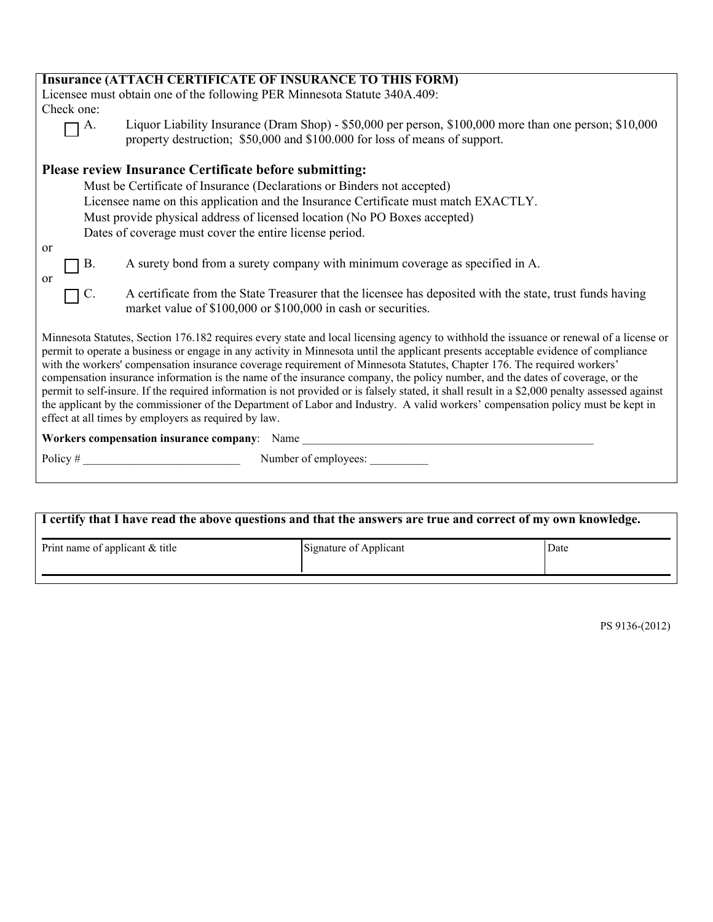**Insurance (ATTACH CERTIFICATE OF INSURANCE TO THIS FORM)**
Licensee must obtain one of the following PER Minnesota Statute 340A.409:
Check one:

☐ A. Liquor Liability Insurance (Dram Shop) - $50,000 per person, $100,000 more than one person; $10,000 property destruction; $50,000 and $100.000 for loss of means of support.

### Please review Insurance Certificate before submitting:

Must be Certificate of Insurance (Declarations or Binders not accepted)
Licensee name on this application and the Insurance Certificate must match EXACTLY.
Must provide physical address of licensed location (No PO Boxes accepted)
Dates of coverage must cover the entire license period.

or

☐ B. A surety bond from a surety company with minimum coverage as specified in A.

or

☐ C. A certificate from the State Treasurer that the licensee has deposited with the state, trust funds having market value of $100,000 or $100,000 in cash or securities.

Minnesota Statutes, Section 176.182 requires every state and local licensing agency to withhold the issuance or renewal of a license or permit to operate a business or engage in any activity in Minnesota until the applicant presents acceptable evidence of compliance with the workers' compensation insurance coverage requirement of Minnesota Statutes, Chapter 176. The required workers' compensation insurance information is the name of the insurance company, the policy number, and the dates of coverage, or the permit to self-insure. If the required information is not provided or is falsely stated, it shall result in a $2,000 penalty assessed against the applicant by the commissioner of the Department of Labor and Industry. A valid workers' compensation policy must be kept in effect at all times by employers as required by law.

**Workers compensation insurance company**: Name ___________________________________________________

Policy # ___________________________ Number of employees: __________

**I certify that I have read the above questions and that the answers are true and correct of my own knowledge.**

| Print name of applicant & title | Signature of Applicant | Date |
| --- | --- | --- |
| | | |

PS 9136-(2012)